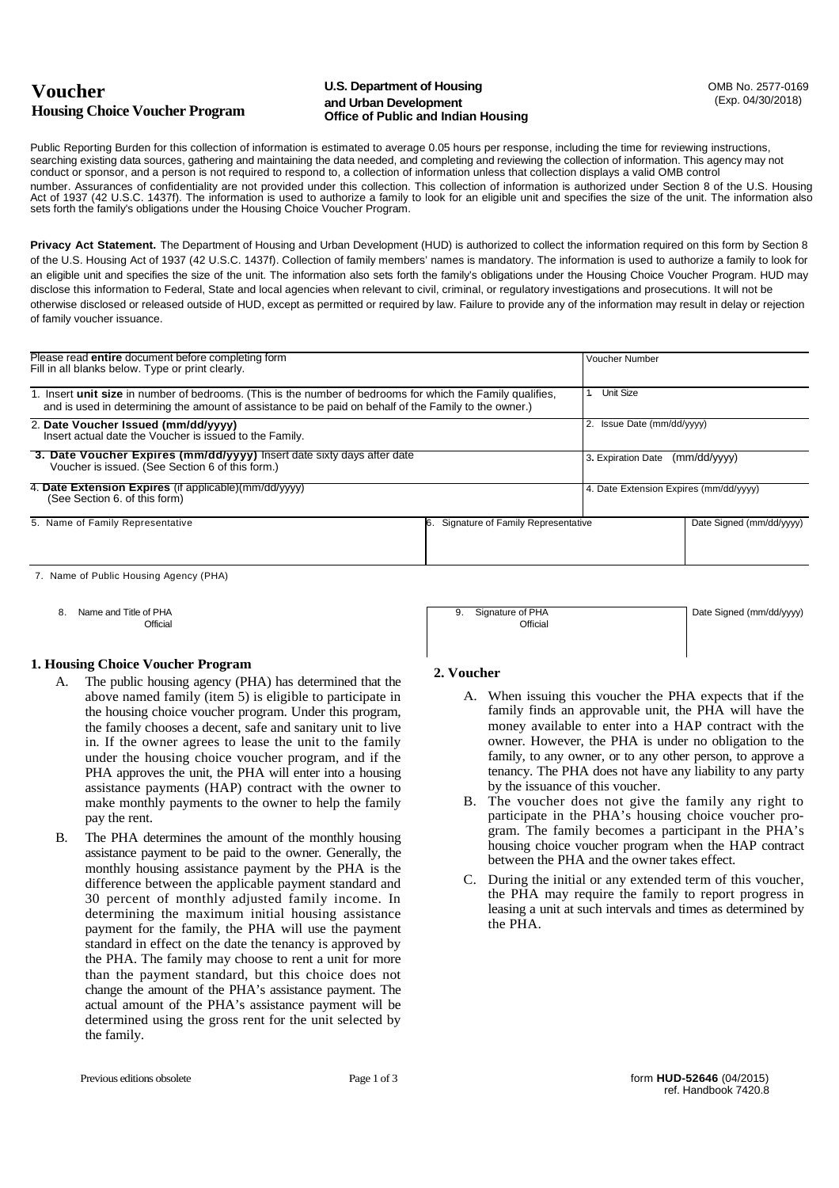# Voucher

## Housing Choice Voucher Program

**U.S. Department of Housing and Urban Development**
**Office of Public and Indian Housing**

OMB No. 2577-0169
(Exp. 04/30/2018)

Public Reporting Burden for this collection of information is estimated to average 0.05 hours per response, including the time for reviewing instructions, searching existing data sources, gathering and maintaining the data needed, and completing and reviewing the collection of information. This agency may not conduct or sponsor, and a person is not required to respond to, a collection of information unless that collection displays a valid OMB control number. Assurances of confidentiality are not provided under this collection. This collection of information is authorized under Section 8 of the U.S. Housing Act of 1937 (42 U.S.C. 1437f). The information is used to authorize a family to look for an eligible unit and specifies the size of the unit. The information also sets forth the family's obligations under the Housing Choice Voucher Program.

**Privacy Act Statement.** The Department of Housing and Urban Development (HUD) is authorized to collect the information required on this form by Section 8 of the U.S. Housing Act of 1937 (42 U.S.C. 1437f). Collection of family members' names is mandatory. The information is used to authorize a family to look for an eligible unit and specifies the size of the unit. The information also sets forth the family's obligations under the Housing Choice Voucher Program. HUD may disclose this information to Federal, State and local agencies when relevant to civil, criminal, or regulatory investigations and prosecutions. It will not be otherwise disclosed or released outside of HUD, except as permitted or required by law. Failure to provide any of the information may result in delay or rejection of family voucher issuance.

| Please read **entire** document before completing form<br>Fill in all blanks below. Type or print clearly. | | Voucher Number | |
|---|---|---|---|
| 1. Insert **unit size** in number of bedrooms. (This is the number of bedrooms for which the Family qualifies, and is used in determining the amount of assistance to be paid on behalf of the Family to the owner.) | | 1. Unit Size | |
| 2. **Date Voucher Issued (mm/dd/yyyy)**<br>Insert actual date the Voucher is issued to the Family. | | 2. Issue Date (mm/dd/yyyy) | |
| **3. Date Voucher Expires (mm/dd/yyyy)** Insert date sixty days after date Voucher is issued. (See Section 6 of this form.) | | 3. Expiration Date (mm/dd/yyyy) | |
| 4. **Date Extension Expires** (if applicable)(mm/dd/yyyy)<br>(See Section 6. of this form) | | 4. Date Extension Expires (mm/dd/yyyy) | |
| 5. Name of Family Representative | 6. Signature of Family Representative | | Date Signed (mm/dd/yyyy) |
| 7. Name of Public Housing Agency (PHA) | | | |
| 8. Name and Title of PHA Official | 9. Signature of PHA Official | | Date Signed (mm/dd/yyyy) |

### 1. Housing Choice Voucher Program

A. The public housing agency (PHA) has determined that the above named family (item 5) is eligible to participate in the housing choice voucher program. Under this program, the family chooses a decent, safe and sanitary unit to live in. If the owner agrees to lease the unit to the family under the housing choice voucher program, and if the PHA approves the unit, the PHA will enter into a housing assistance payments (HAP) contract with the owner to make monthly payments to the owner to help the family pay the rent.

B. The PHA determines the amount of the monthly housing assistance payment to be paid to the owner. Generally, the monthly housing assistance payment by the PHA is the difference between the applicable payment standard and 30 percent of monthly adjusted family income. In determining the maximum initial housing assistance payment for the family, the PHA will use the payment standard in effect on the date the tenancy is approved by the PHA. The family may choose to rent a unit for more than the payment standard, but this choice does not change the amount of the PHA's assistance payment. The actual amount of the PHA's assistance payment will be determined using the gross rent for the unit selected by the family.

### 2. Voucher

A. When issuing this voucher the PHA expects that if the family finds an approvable unit, the PHA will have the money available to enter into a HAP contract with the owner. However, the PHA is under no obligation to the family, to any owner, or to any other person, to approve a tenancy. The PHA does not have any liability to any party by the issuance of this voucher.

B. The voucher does not give the family any right to participate in the PHA's housing choice voucher program. The family becomes a participant in the PHA's housing choice voucher program when the HAP contract between the PHA and the owner takes effect.

C. During the initial or any extended term of this voucher, the PHA may require the family to report progress in leasing a unit at such intervals and times as determined by the PHA.

Previous editions obsolete

form **HUD-52646** (04/2015)
ref. Handbook 7420.8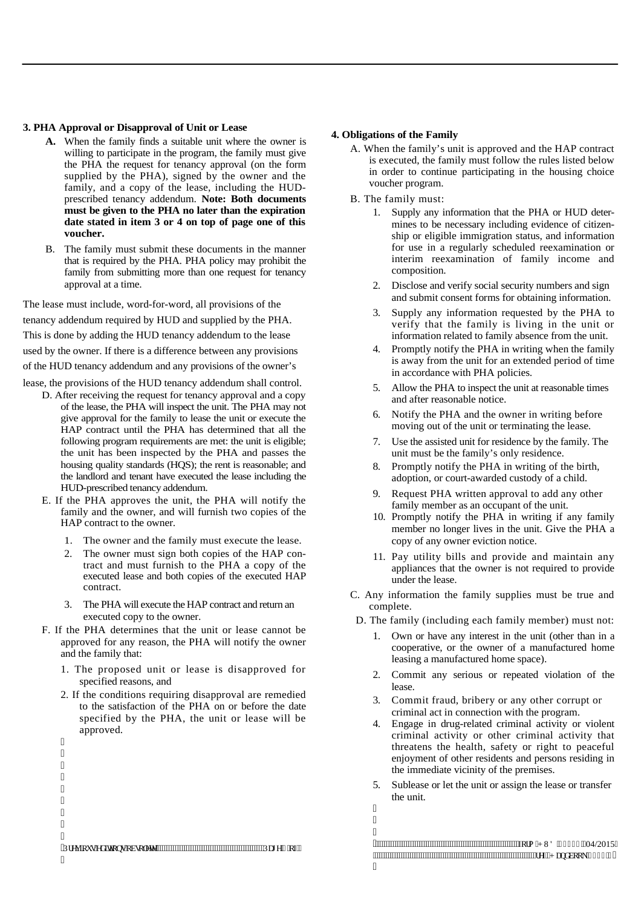### 3. PHA Approval or Disapproval of Unit or Lease

**A.** When the family finds a suitable unit where the owner is willing to participate in the program, the family must give the PHA the request for tenancy approval (on the form supplied by the PHA), signed by the owner and the family, and a copy of the lease, including the HUD-prescribed tenancy addendum. **Note: Both documents must be given to the PHA no later than the expiration date stated in item 3 or 4 on top of page one of this voucher.**

B. The family must submit these documents in the manner that is required by the PHA. PHA policy may prohibit the family from submitting more than one request for tenancy approval at a time.

The lease must include, word-for-word, all provisions of the tenancy addendum required by HUD and supplied by the PHA. This is done by adding the HUD tenancy addendum to the lease used by the owner. If there is a difference between any provisions of the HUD tenancy addendum and any provisions of the owner's lease, the provisions of the HUD tenancy addendum shall control.

D. After receiving the request for tenancy approval and a copy of the lease, the PHA will inspect the unit. The PHA may not give approval for the family to lease the unit or execute the HAP contract until the PHA has determined that all the following program requirements are met: the unit is eligible; the unit has been inspected by the PHA and passes the housing quality standards (HQS); the rent is reasonable; and the landlord and tenant have executed the lease including the HUD-prescribed tenancy addendum.

E. If the PHA approves the unit, the PHA will notify the family and the owner, and will furnish two copies of the HAP contract to the owner.

1. The owner and the family must execute the lease.
2. The owner must sign both copies of the HAP contract and must furnish to the PHA a copy of the executed lease and both copies of the executed HAP contract.
3. The PHA will execute the HAP contract and return an executed copy to the owner.

F. If the PHA determines that the unit or lease cannot be approved for any reason, the PHA will notify the owner and the family that:

1. The proposed unit or lease is disapproved for specified reasons, and
2. If the conditions requiring disapproval are remedied to the satisfaction of the PHA on or before the date specified by the PHA, the unit or lease will be approved.

### 4. Obligations of the Family

A. When the family's unit is approved and the HAP contract is executed, the family must follow the rules listed below in order to continue participating in the housing choice voucher program.

B. The family must:

1. Supply any information that the PHA or HUD determines to be necessary including evidence of citizenship or eligible immigration status, and information for use in a regularly scheduled reexamination or interim reexamination of family income and composition.
2. Disclose and verify social security numbers and sign and submit consent forms for obtaining information.
3. Supply any information requested by the PHA to verify that the family is living in the unit or information related to family absence from the unit.
4. Promptly notify the PHA in writing when the family is away from the unit for an extended period of time in accordance with PHA policies.
5. Allow the PHA to inspect the unit at reasonable times and after reasonable notice.
6. Notify the PHA and the owner in writing before moving out of the unit or terminating the lease.
7. Use the assisted unit for residence by the family. The unit must be the family's only residence.
8. Promptly notify the PHA in writing of the birth, adoption, or court-awarded custody of a child.
9. Request PHA written approval to add any other family member as an occupant of the unit.
10. Promptly notify the PHA in writing if any family member no longer lives in the unit. Give the PHA a copy of any owner eviction notice.
11. Pay utility bills and provide and maintain any appliances that the owner is not required to provide under the lease.

C. Any information the family supplies must be true and complete.

D. The family (including each family member) must not:

1. Own or have any interest in the unit (other than in a cooperative, or the owner of a manufactured home leasing a manufactured home space).
2. Commit any serious or repeated violation of the lease.
3. Commit fraud, bribery or any other corrupt or criminal act in connection with the program.
4. Engage in drug-related criminal activity or violent criminal activity or other criminal activity that threatens the health, safety or right to peaceful enjoyment of other residents and persons residing in the immediate vicinity of the premises.
5. Sublease or let the unit or assign the lease or transfer the unit.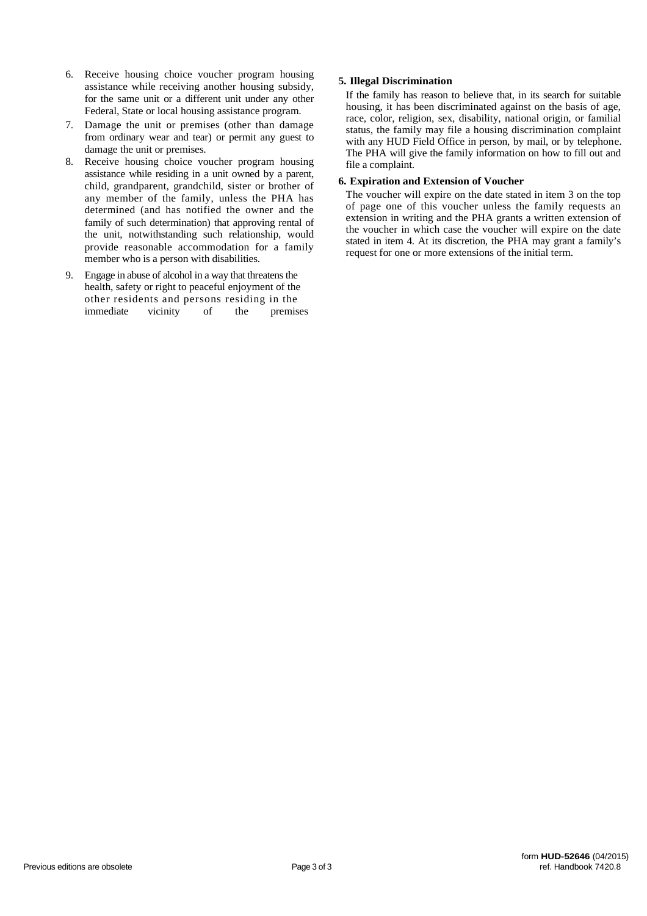6. Receive housing choice voucher program housing assistance while receiving another housing subsidy, for the same unit or a different unit under any other Federal, State or local housing assistance program.
7. Damage the unit or premises (other than damage from ordinary wear and tear) or permit any guest to damage the unit or premises.
8. Receive housing choice voucher program housing assistance while residing in a unit owned by a parent, child, grandparent, grandchild, sister or brother of any member of the family, unless the PHA has determined (and has notified the owner and the family of such determination) that approving rental of the unit, notwithstanding such relationship, would provide reasonable accommodation for a family member who is a person with disabilities.
9. Engage in abuse of alcohol in a way that threatens the health, safety or right to peaceful enjoyment of the other residents and persons residing in the immediate vicinity of the premises

**5. Illegal Discrimination**

If the family has reason to believe that, in its search for suitable housing, it has been discriminated against on the basis of age, race, color, religion, sex, disability, national origin, or familial status, the family may file a housing discrimination complaint with any HUD Field Office in person, by mail, or by telephone. The PHA will give the family information on how to fill out and file a complaint.

**6. Expiration and Extension of Voucher**

The voucher will expire on the date stated in item 3 on the top of page one of this voucher unless the family requests an extension in writing and the PHA grants a written extension of the voucher in which case the voucher will expire on the date stated in item 4. At its discretion, the PHA may grant a family's request for one or more extensions of the initial term.

Previous editions are obsolete

form **HUD-52646** (04/2015)
ref. Handbook 7420.8